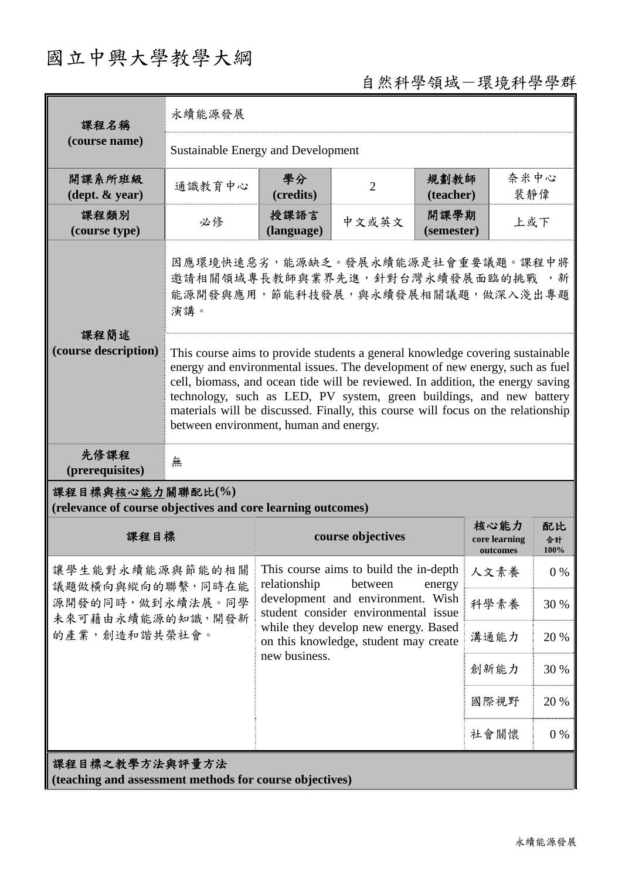# 國立中興大學教學大綱

自然科學領域－環境科學學群

| 課程名稱 (course name) | 永續能源發展 | | | | |
|---|---|---|---|---|---|
| | Sustainable Energy and Development | | | | |
| 開課系所班級 (dept. & year) | 通識教育中心 | 學分 (credits) | 2 | 規劃教師 (teacher) | 奈米中心 裴靜偉 |
| 課程類別 (course type) | 必修 | 授課語言 (language) | 中文或英文 | 開課學期 (semester) | 上或下 |
| 課程簡述 (course description) | 因應環境快速惡劣，能源缺乏。發展永續能源是社會重要議題。課程中將邀請相關領域專長教師與業界先進，針對台灣永續發展面臨的挑戰 ，新能源開發與應用，節能科技發展，與永續發展相關議題，做深入淺出專題演講。 | | | | |
| | This course aims to provide students a general knowledge covering sustainable energy and environmental issues. The development of new energy, such as fuel cell, biomass, and ocean tide will be reviewed. In addition, the energy saving technology, such as LED, PV system, green buildings, and new battery materials will be discussed. Finally, this course will focus on the relationship between environment, human and energy. | | | | |
| 先修課程 (prerequisites) | 無 | | | | |

**課程目標與核心能力關聯配比(%)**
**(relevance of course objectives and core learning outcomes)**

| 課程目標 | course objectives | 核心能力 core learning outcomes | 配比 合計 100% |
|---|---|---|---|
| 讓學生能對永續能源與節能的相關議題做橫向與縱向的聯繫，同時在能源開發的同時，做到永續法展。同學未來可藉由永續能源的知識，開發新的產業，創造和諧共榮社會。 | This course aims to build the in-depth relationship between energy development and environment. Wish student consider environmental issue while they develop new energy. Based on this knowledge, student may create new business. | 人文素養 | 0 % |
| | | 科學素養 | 30 % |
| | | 溝通能力 | 20 % |
| | | 創新能力 | 30 % |
| | | 國際視野 | 20 % |
| | | 社會關懷 | 0 % |

**課程目標之教學方法與評量方法**
**(teaching and assessment methods for course objectives)**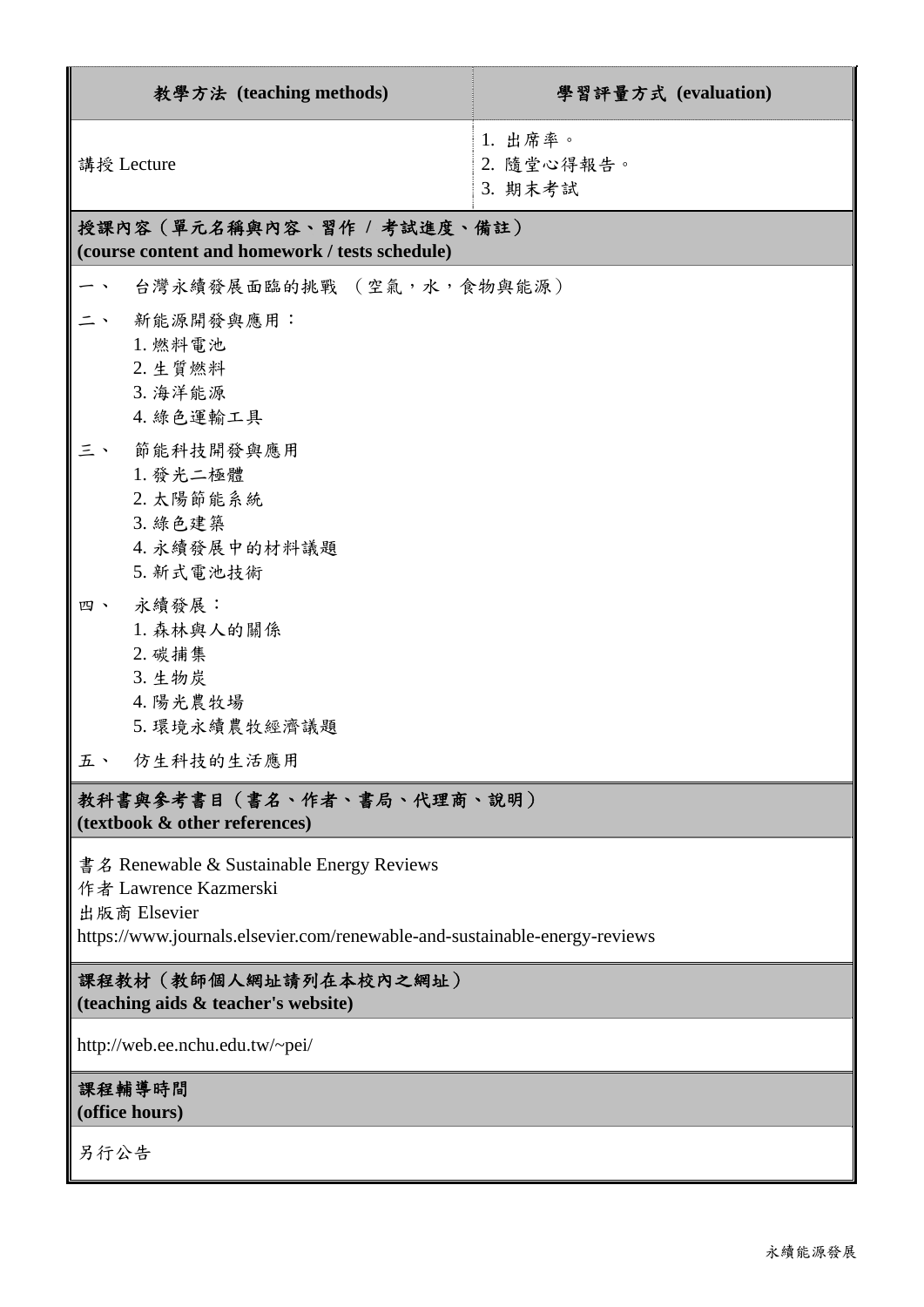| 教學方法 (teaching methods) | 學習評量方式 (evaluation) |
|---|---|
| 講授 Lecture | 1. 出席率。<br>2. 隨堂心得報告。<br>3. 期末考試 |

**授課內容（單元名稱與內容、習作 / 考試進度、備註）**
**(course content and homework / tests schedule)**

一、 台灣永續發展面臨的挑戰 （空氣，水，食物與能源）

二、 新能源開發與應用：
1. 燃料電池
2. 生質燃料
3. 海洋能源
4. 綠色運輸工具

三、 節能科技開發與應用
1. 發光二極體
2. 太陽節能系統
3. 綠色建築
4. 永續發展中的材料議題
5. 新式電池技術

四、 永續發展：
1. 森林與人的關係
2. 碳捕集
3. 生物炭
4. 陽光農牧場
5. 環境永續農牧經濟議題

五、 仿生科技的生活應用

**教科書與參考書目（書名、作者、書局、代理商、說明）**
**(textbook & other references)**

書名 Renewable & Sustainable Energy Reviews
作者 Lawrence Kazmerski
出版商 Elsevier
https://www.journals.elsevier.com/renewable-and-sustainable-energy-reviews

**課程教材（教師個人網址請列在本校內之網址）**
**(teaching aids & teacher's website)**

http://web.ee.nchu.edu.tw/~pei/

**課程輔導時間**
**(office hours)**

另行公告